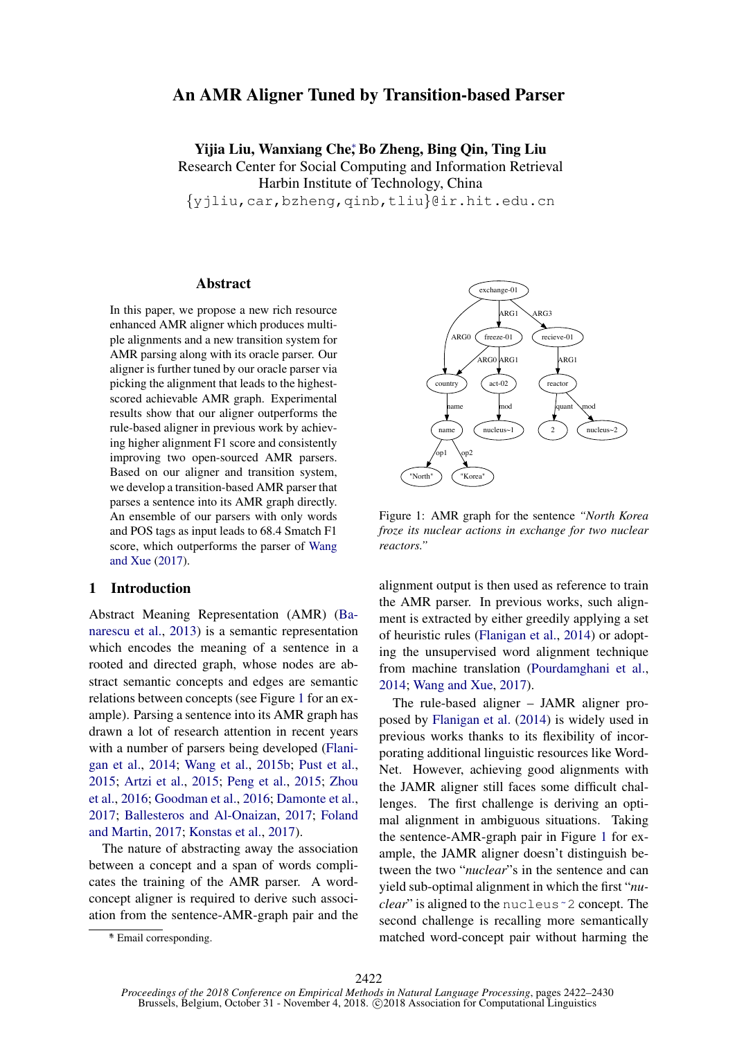# An AMR Aligner Tuned by Transition-based Parser

**Yijia Liu, Wanxiang Che*, Bo Zheng, Bing Qin, Ting Liu**
Research Center for Social Computing and Information Retrieval
Harbin Institute of Technology, China
{yjliu,car,bzheng,qinb,tliu}@ir.hit.edu.cn

## Abstract

In this paper, we propose a new rich resource enhanced AMR aligner which produces multiple alignments and a new transition system for AMR parsing along with its oracle parser. Our aligner is further tuned by our oracle parser via picking the alignment that leads to the highest-scored achievable AMR graph. Experimental results show that our aligner outperforms the rule-based aligner in previous work by achieving higher alignment F1 score and consistently improving two open-sourced AMR parsers. Based on our aligner and transition system, we develop a transition-based AMR parser that parses a sentence into its AMR graph directly. An ensemble of our parsers with only words and POS tags as input leads to 68.4 Smatch F1 score, which outperforms the parser of Wang and Xue (2017).

## 1 Introduction

Abstract Meaning Representation (AMR) (Banarescu et al., 2013) is a semantic representation which encodes the meaning of a sentence in a rooted and directed graph, whose nodes are abstract semantic concepts and edges are semantic relations between concepts (see Figure 1 for an example). Parsing a sentence into its AMR graph has drawn a lot of research attention in recent years with a number of parsers being developed (Flanigan et al., 2014; Wang et al., 2015b; Pust et al., 2015; Artzi et al., 2015; Peng et al., 2015; Zhou et al., 2016; Goodman et al., 2016; Damonte et al., 2017; Ballesteros and Al-Onaizan, 2017; Foland and Martin, 2017; Konstas et al., 2017).

The nature of abstracting away the association between a concept and a span of words complicates the training of the AMR parser. A word-concept aligner is required to derive such association from the sentence-AMR-graph pair and the alignment output is then used as reference to train the AMR parser. In previous works, such alignment is extracted by either greedily applying a set of heuristic rules (Flanigan et al., 2014) or adopting the unsupervised word alignment technique from machine translation (Pourdamghani et al., 2014; Wang and Xue, 2017).

The rule-based aligner – JAMR aligner proposed by Flanigan et al. (2014) is widely used in previous works thanks to its flexibility of incorporating additional linguistic resources like WordNet. However, achieving good alignments with the JAMR aligner still faces some difficult challenges. The first challenge is deriving an optimal alignment in ambiguous situations. Taking the sentence-AMR-graph pair in Figure 1 for example, the JAMR aligner doesn't distinguish between the two "*nuclear*"'s in the sentence and can yield sub-optimal alignment in which the first "*nuclear*" is aligned to the `nucleus~2` concept. The second challenge is recalling more semantically matched word-concept pair without harming the

Figure 1: AMR graph for the sentence *"North Korea froze its nuclear actions in exchange for two nuclear reactors."*

* Email corresponding.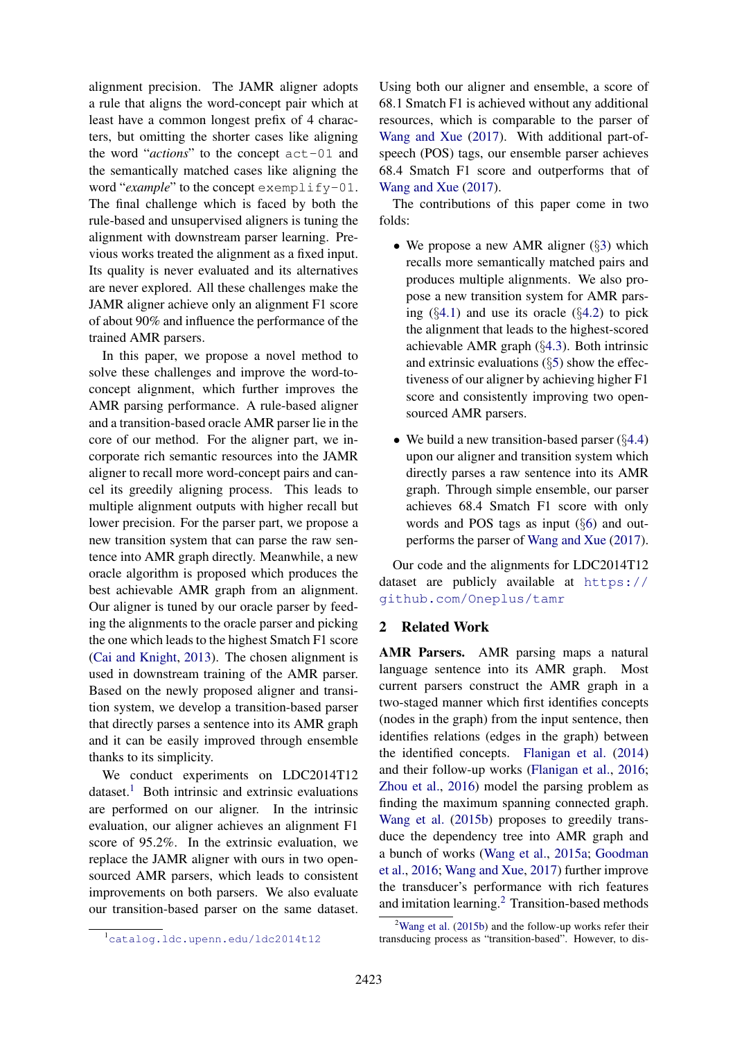alignment precision. The JAMR aligner adopts a rule that aligns the word-concept pair which at least have a common longest prefix of 4 characters, but omitting the shorter cases like aligning the word "*actions*" to the concept `act-01` and the semantically matched cases like aligning the word "*example*" to the concept `exemplify-01`. The final challenge which is faced by both the rule-based and unsupervised aligners is tuning the alignment with downstream parser learning. Previous works treated the alignment as a fixed input. Its quality is never evaluated and its alternatives are never explored. All these challenges make the JAMR aligner achieve only an alignment F1 score of about 90% and influence the performance of the trained AMR parsers.

In this paper, we propose a novel method to solve these challenges and improve the word-to-concept alignment, which further improves the AMR parsing performance. A rule-based aligner and a transition-based oracle AMR parser lie in the core of our method. For the aligner part, we incorporate rich semantic resources into the JAMR aligner to recall more word-concept pairs and cancel its greedily aligning process. This leads to multiple alignment outputs with higher recall but lower precision. For the parser part, we propose a new transition system that can parse the raw sentence into AMR graph directly. Meanwhile, a new oracle algorithm is proposed which produces the best achievable AMR graph from an alignment. Our aligner is tuned by our oracle parser by feeding the alignments to the oracle parser and picking the one which leads to the highest Smatch F1 score (Cai and Knight, 2013). The chosen alignment is used in downstream training of the AMR parser. Based on the newly proposed aligner and transition system, we develop a transition-based parser that directly parses a sentence into its AMR graph and it can be easily improved through ensemble thanks to its simplicity.

We conduct experiments on LDC2014T12 dataset.[1] Both intrinsic and extrinsic evaluations are performed on our aligner. In the intrinsic evaluation, our aligner achieves an alignment F1 score of 95.2%. In the extrinsic evaluation, we replace the JAMR aligner with ours in two open-sourced AMR parsers, which leads to consistent improvements on both parsers. We also evaluate our transition-based parser on the same dataset. Using both our aligner and ensemble, a score of 68.1 Smatch F1 is achieved without any additional resources, which is comparable to the parser of Wang and Xue (2017). With additional part-of-speech (POS) tags, our ensemble parser achieves 68.4 Smatch F1 score and outperforms that of Wang and Xue (2017).

The contributions of this paper come in two folds:

- We propose a new AMR aligner (§3) which recalls more semantically matched pairs and produces multiple alignments. We also propose a new transition system for AMR parsing (§4.1) and use its oracle (§4.2) to pick the alignment that leads to the highest-scored achievable AMR graph (§4.3). Both intrinsic and extrinsic evaluations (§5) show the effectiveness of our aligner by achieving higher F1 score and consistently improving two open-sourced AMR parsers.
- We build a new transition-based parser (§4.4) upon our aligner and transition system which directly parses a raw sentence into its AMR graph. Through simple ensemble, our parser achieves 68.4 Smatch F1 score with only words and POS tags as input (§6) and outperforms the parser of Wang and Xue (2017).

Our code and the alignments for LDC2014T12 dataset are publicly available at https://github.com/Oneplus/tamr

## 2 Related Work

**AMR Parsers.** AMR parsing maps a natural language sentence into its AMR graph. Most current parsers construct the AMR graph in a two-staged manner which first identifies concepts (nodes in the graph) from the input sentence, then identifies relations (edges in the graph) between the identified concepts. Flanigan et al. (2014) and their follow-up works (Flanigan et al., 2016; Zhou et al., 2016) model the parsing problem as finding the maximum spanning connected graph. Wang et al. (2015b) proposes to greedily transduce the dependency tree into AMR graph and a bunch of works (Wang et al., 2015a; Goodman et al., 2016; Wang and Xue, 2017) further improve the transducer's performance with rich features and imitation learning.[2] Transition-based methods

[1] catalog.ldc.upenn.edu/ldc2014t12

[2] Wang et al. (2015b) and the follow-up works refer their transducing process as "transition-based". However, to dis-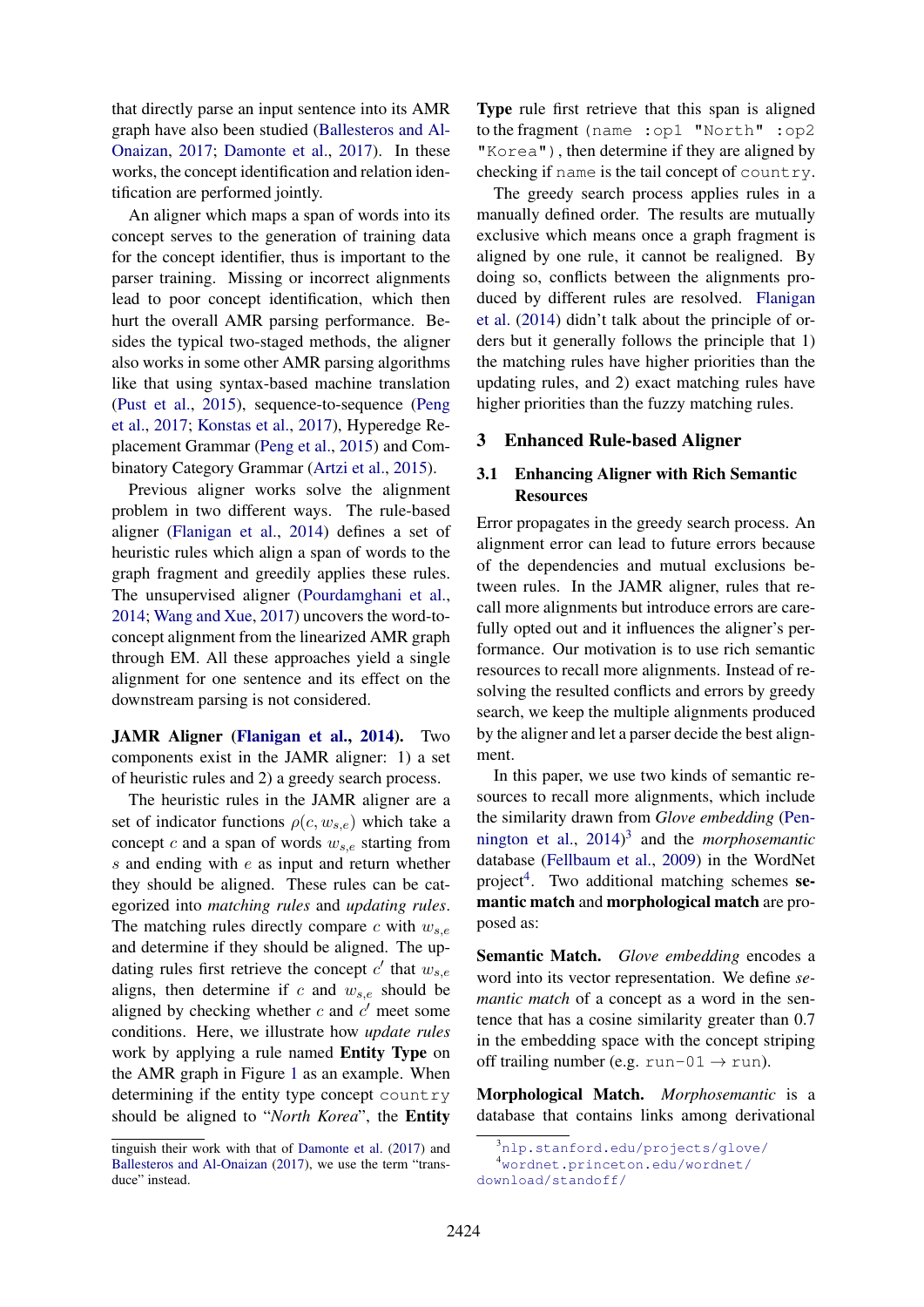that directly parse an input sentence into its AMR graph have also been studied (Ballesteros and Al-Onaizan, 2017; Damonte et al., 2017). In these works, the concept identification and relation identification are performed jointly.

An aligner which maps a span of words into its concept serves to the generation of training data for the concept identifier, thus is important to the parser training. Missing or incorrect alignments lead to poor concept identification, which then hurt the overall AMR parsing performance. Besides the typical two-staged methods, the aligner also works in some other AMR parsing algorithms like that using syntax-based machine translation (Pust et al., 2015), sequence-to-sequence (Peng et al., 2017; Konstas et al., 2017), Hyperedge Replacement Grammar (Peng et al., 2015) and Combinatory Category Grammar (Artzi et al., 2015).

Previous aligner works solve the alignment problem in two different ways. The rule-based aligner (Flanigan et al., 2014) defines a set of heuristic rules which align a span of words to the graph fragment and greedily applies these rules. The unsupervised aligner (Pourdamghani et al., 2014; Wang and Xue, 2017) uncovers the word-to-concept alignment from the linearized AMR graph through EM. All these approaches yield a single alignment for one sentence and its effect on the downstream parsing is not considered.

**JAMR Aligner (Flanigan et al., 2014).** Two components exist in the JAMR aligner: 1) a set of heuristic rules and 2) a greedy search process.

The heuristic rules in the JAMR aligner are a set of indicator functions $\rho(c, w_{s,e})$ which take a concept $c$ and a span of words $w_{s,e}$ starting from $s$ and ending with $e$ as input and return whether they should be aligned. These rules can be categorized into *matching rules* and *updating rules*. The matching rules directly compare $c$ with $w_{s,e}$ and determine if they should be aligned. The updating rules first retrieve the concept $c'$ that $w_{s,e}$ aligns, then determine if $c$ and $w_{s,e}$ should be aligned by checking whether $c$ and $c'$ meet some conditions. Here, we illustrate how *update rules* work by applying a rule named **Entity Type** on the AMR graph in Figure 1 as an example. When determining if the entity type concept `country` should be aligned to "*North Korea*", the **Entity Type** rule first retrieve that this span is aligned to the fragment `(name :op1 "North" :op2 "Korea")`, then determine if they are aligned by checking if `name` is the tail concept of `country`.

The greedy search process applies rules in a manually defined order. The results are mutually exclusive which means once a graph fragment is aligned by one rule, it cannot be realigned. By doing so, conflicts between the alignments produced by different rules are resolved. Flanigan et al. (2014) didn't talk about the principle of orders but it generally follows the principle that 1) the matching rules have higher priorities than the updating rules, and 2) exact matching rules have higher priorities than the fuzzy matching rules.

## 3 Enhanced Rule-based Aligner

### 3.1 Enhancing Aligner with Rich Semantic Resources

Error propagates in the greedy search process. An alignment error can lead to future errors because of the dependencies and mutual exclusions between rules. In the JAMR aligner, rules that recall more alignments but introduce errors are carefully opted out and it influences the aligner's performance. Our motivation is to use rich semantic resources to recall more alignments. Instead of resolving the resulted conflicts and errors by greedy search, we keep the multiple alignments produced by the aligner and let a parser decide the best alignment.

In this paper, we use two kinds of semantic resources to recall more alignments, which include the similarity drawn from *Glove embedding* (Pennington et al., 2014)[3] and the *morphosemantic* database (Fellbaum et al., 2009) in the WordNet project[4]. Two additional matching schemes **semantic match** and **morphological match** are proposed as:

**Semantic Match.** *Glove embedding* encodes a word into its vector representation. We define *semantic match* of a concept as a word in the sentence that has a cosine similarity greater than 0.7 in the embedding space with the concept striping off trailing number (e.g. `run-01` → `run`).

**Morphological Match.** *Morphosemantic* is a database that contains links among derivational

tinguish their work with that of Damonte et al. (2017) and Ballesteros and Al-Onaizan (2017), we use the term "transduce" instead.

[3] nlp.stanford.edu/projects/glove/

[4] wordnet.princeton.edu/wordnet/download/standoff/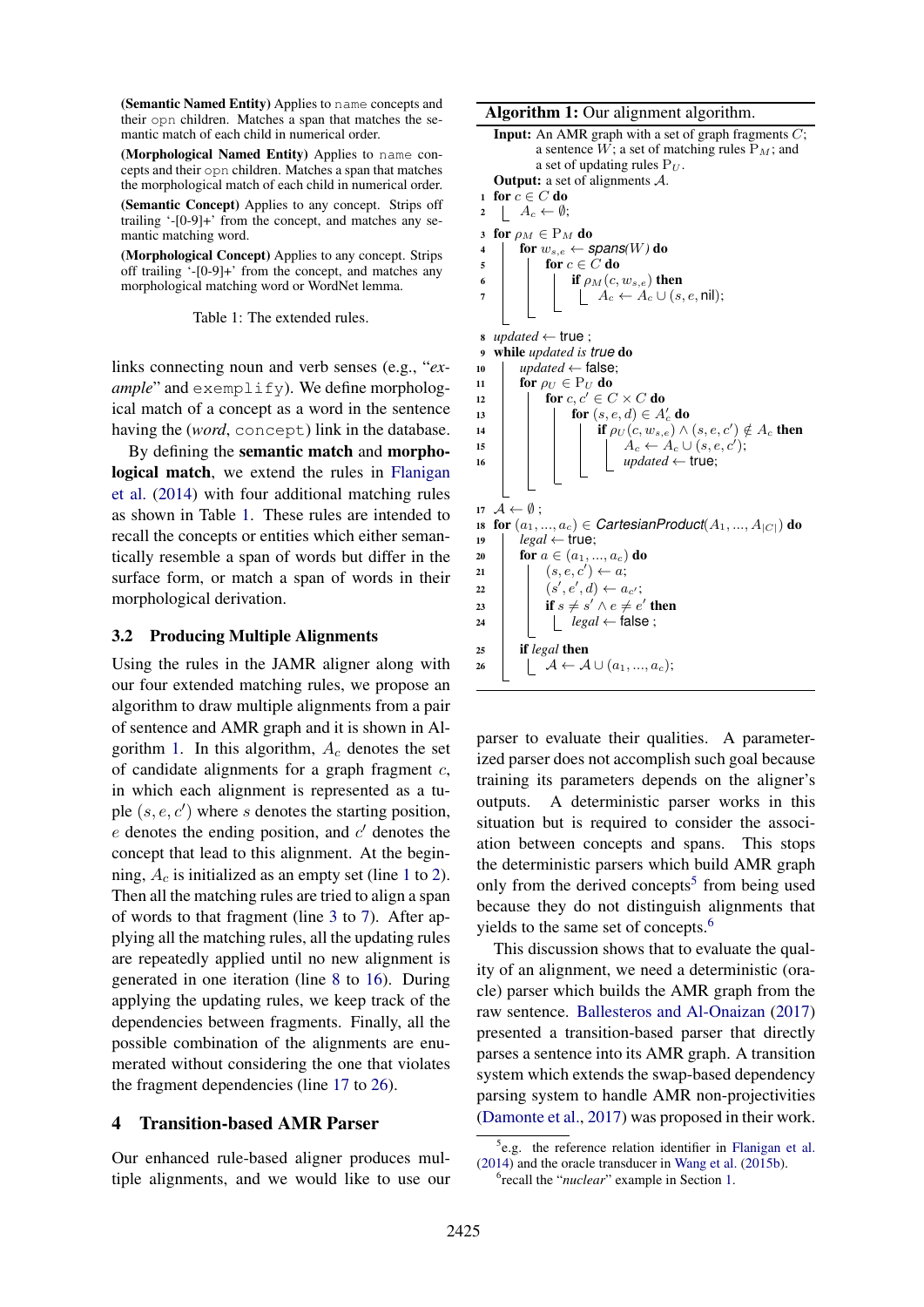**(Semantic Named Entity)** Applies to `name` concepts and their `opn` children. Matches a span that matches the semantic match of each child in numerical order.

**(Morphological Named Entity)** Applies to `name` concepts and their `opn` children. Matches a span that matches the morphological match of each child in numerical order.

**(Semantic Concept)** Applies to any concept. Strips off trailing '-[0-9]+' from the concept, and matches any semantic matching word.

**(Morphological Concept)** Applies to any concept. Strips off trailing '-[0-9]+' from the concept, and matches any morphological matching word or WordNet lemma.

Table 1: The extended rules.

links connecting noun and verb senses (e.g., "*example*" and `exemplify`). We define morphological match of a concept as a word in the sentence having the (*word*, `concept`) link in the database.

By defining the **semantic match** and **morphological match**, we extend the rules in Flanigan et al. (2014) with four additional matching rules as shown in Table 1. These rules are intended to recall the concepts or entities which either semantically resemble a span of words but differ in the surface form, or match a span of words in their morphological derivation.

### 3.2 Producing Multiple Alignments

Using the rules in the JAMR aligner along with our four extended matching rules, we propose an algorithm to draw multiple alignments from a pair of sentence and AMR graph and it is shown in Algorithm 1. In this algorithm, $A_c$ denotes the set of candidate alignments for a graph fragment $c$, in which each alignment is represented as a tuple $(s, e, c')$ where $s$ denotes the starting position, $e$ denotes the ending position, and $c'$ denotes the concept that lead to this alignment. At the beginning, $A_c$ is initialized as an empty set (line 1 to 2). Then all the matching rules are tried to align a span of words to that fragment (line 3 to 7). After applying all the matching rules, all the updating rules are repeatedly applied until no new alignment is generated in one iteration (line 8 to 16). During applying the updating rules, we keep track of the dependencies between fragments. Finally, all the possible combination of the alignments are enumerated without considering the one that violates the fragment dependencies (line 17 to 26).

**Algorithm 1:** Our alignment algorithm.

**Input:** An AMR graph with a set of graph fragments $C$; a sentence $W$; a set of matching rules $\mathrm{P}_M$; and a set of updating rules $\mathrm{P}_U$.
**Output:** a set of alignments $\mathcal{A}$.

```
1  for c ∈ C do
2      A_c ← ∅;
3  for ρ_M ∈ P_M do
4      for w_{s,e} ← spans(W) do
5          for c ∈ C do
6              if ρ_M(c, w_{s,e}) then
7                  A_c ← A_c ∪ (s, e, nil);
8  updated ← true ;
9  while updated is true do
10     updated ← false;
11     for ρ_U ∈ P_U do
12         for c, c' ∈ C × C do
13             for (s, e, d) ∈ A'_c do
14                 if ρ_U(c, w_{s,e}) ∧ (s, e, c') ∉ A_c then
15                     A_c ← A_c ∪ (s, e, c');
16                     updated ← true;
17 𝒜 ← ∅ ;
18 for (a_1, ..., a_c) ∈ CartesianProduct(A_1, ..., A_{|C|}) do
19     legal ← true;
20     for a ∈ (a_1, ..., a_c) do
21         (s, e, c') ← a;
22         (s', e', d) ← a_{c'};
23         if s ≠ s' ∧ e ≠ e' then
24             legal ← false ;
25     if legal then
26         𝒜 ← 𝒜 ∪ (a_1, ..., a_c);
```

## 4 Transition-based AMR Parser

Our enhanced rule-based aligner produces multiple alignments, and we would like to use our parser to evaluate their qualities. A parameterized parser does not accomplish such goal because training its parameters depends on the aligner's outputs. A deterministic parser works in this situation but is required to consider the association between concepts and spans. This stops the deterministic parsers which build AMR graph only from the derived concepts[5] from being used because they do not distinguish alignments that yields to the same set of concepts.[6]

This discussion shows that to evaluate the quality of an alignment, we need a deterministic (oracle) parser which builds the AMR graph from the raw sentence. Ballesteros and Al-Onaizan (2017) presented a transition-based parser that directly parses a sentence into its AMR graph. A transition system which extends the swap-based dependency parsing system to handle AMR non-projectivities (Damonte et al., 2017) was proposed in their work.

[5] e.g. the reference relation identifier in Flanigan et al. (2014) and the oracle transducer in Wang et al. (2015b).

[6] recall the "*nuclear*" example in Section 1.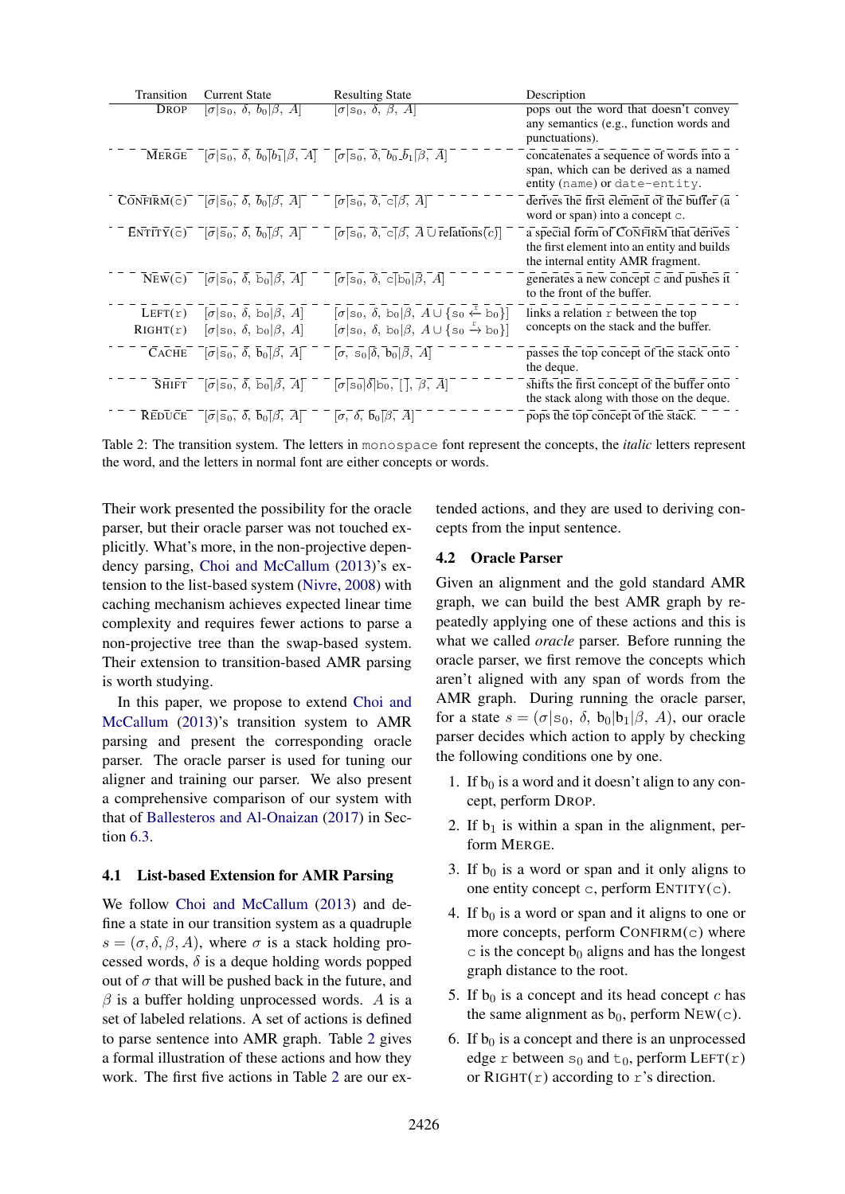| Transition | Current State | Resulting State | Description |
|---|---|---|---|
| DROP | $[\sigma\|s_0,\ \delta,\ b_0\|\beta,\ A]$ | $[\sigma\|s_0,\ \delta,\ \beta,\ A]$ | pops out the word that doesn't convey any semantics (e.g., function words and punctuations). |
| MERGE | $[\sigma\|s_0,\ \delta,\ b_0\|b_1\|\beta,\ A]$ | $[\sigma\|s_0,\ \delta,\ b_0\_b_1\|\beta,\ A]$ | concatenates a sequence of words into a span, which can be derived as a named entity (`name`) or `date-entity`. |
| CONFIRM(`c`) | $[\sigma\|s_0,\ \delta,\ b_0\|\beta,\ A]$ | $[\sigma\|s_0,\ \delta,\ \mathtt{c}\|\beta,\ A]$ | derives the first element of the buffer (a word or span) into a concept `c`. |
| ENTITY(`c`) | $[\sigma\|s_0,\ \delta,\ b_0\|\beta,\ A]$ | $[\sigma\|s_0,\ \delta,\ \mathtt{c}\|\beta,\ A \cup \mathrm{relations}(c)]$ | a special form of CONFIRM that derives the first element into an entity and builds the internal entity AMR fragment. |
| NEW(`c`) | $[\sigma\|s_0,\ \delta,\ b_0\|\beta,\ A]$ | $[\sigma\|s_0,\ \delta,\ \mathtt{c}\|b_0\|\beta,\ A]$ | generates a new concept `c` and pushes it to the front of the buffer. |
| LEFT(`r`) | $[\sigma\|\mathtt{s_0},\ \delta,\ \mathtt{b_0}\|\beta,\ A]$ | $[\sigma\|\mathtt{s_0},\ \delta,\ \mathtt{b_0}\|\beta,\ A \cup \{\mathtt{s_0} \xleftarrow{\mathtt{r}} \mathtt{b_0}\}]$ | links a relation `r` between the top concepts on the stack and the buffer. |
| RIGHT(`r`) | $[\sigma\|\mathtt{s_0},\ \delta,\ \mathtt{b_0}\|\beta,\ A]$ | $[\sigma\|\mathtt{s_0},\ \delta,\ \mathtt{b_0}\|\beta,\ A \cup \{\mathtt{s_0} \xrightarrow{\mathtt{r}} \mathtt{b_0}\}]$ | |
| CACHE | $[\sigma\|s_0,\ \delta,\ b_0\|\beta,\ A]$ | $[\sigma,\ s_0\|\delta,\ b_0\|\beta,\ A]$ | passes the top concept of the stack onto the deque. |
| SHIFT | $[\sigma\|s_0,\ \delta,\ b_0\|\beta,\ A]$ | $[\sigma\|s_0\|\delta\|b_0,\ [\,],\ \beta,\ A]$ | shifts the first concept of the buffer onto the stack along with those on the deque. |
| REDUCE | $[\sigma\|s_0,\ \delta,\ b_0\|\beta,\ A]$ | $[\sigma,\ \delta,\ b_0\|\beta,\ A]$ | pops the top concept of the stack. |

Table 2: The transition system. The letters in `monospace` font represent the concepts, the *italic* letters represent the word, and the letters in normal font are either concepts or words.

Their work presented the possibility for the oracle parser, but their oracle parser was not touched explicitly. What's more, in the non-projective dependency parsing, Choi and McCallum (2013)'s extension to the list-based system (Nivre, 2008) with caching mechanism achieves expected linear time complexity and requires fewer actions to parse a non-projective tree than the swap-based system. Their extension to transition-based AMR parsing is worth studying.

In this paper, we propose to extend Choi and McCallum (2013)'s transition system to AMR parsing and present the corresponding oracle parser. The oracle parser is used for tuning our aligner and training our parser. We also present a comprehensive comparison of our system with that of Ballesteros and Al-Onaizan (2017) in Section 6.3.

### 4.1 List-based Extension for AMR Parsing

We follow Choi and McCallum (2013) and define a state in our transition system as a quadruple $s = (\sigma, \delta, \beta, A)$, where $\sigma$ is a stack holding processed words, $\delta$ is a deque holding words popped out of $\sigma$ that will be pushed back in the future, and $\beta$ is a buffer holding unprocessed words. $A$ is a set of labeled relations. A set of actions is defined to parse sentence into AMR graph. Table 2 gives a formal illustration of these actions and how they work. The first five actions in Table 2 are our extended actions, and they are used to deriving concepts from the input sentence.

### 4.2 Oracle Parser

Given an alignment and the gold standard AMR graph, we can build the best AMR graph by repeatedly applying one of these actions and this is what we called *oracle* parser. Before running the oracle parser, we first remove the concepts which aren't aligned with any span of words from the AMR graph. During running the oracle parser, for a state $s = (\sigma|\mathrm{s}_0,\ \delta,\ \mathrm{b}_0|\mathrm{b}_1|\beta,\ A)$, our oracle parser decides which action to apply by checking the following conditions one by one.

1. If $\mathrm{b}_0$ is a word and it doesn't align to any concept, perform DROP.
2. If $\mathrm{b}_1$ is within a span in the alignment, perform MERGE.
3. If $\mathrm{b}_0$ is a word or span and it only aligns to one entity concept `c`, perform ENTITY(`c`).
4. If $\mathrm{b}_0$ is a word or span and it aligns to one or more concepts, perform CONFIRM(`c`) where `c` is the concept $\mathrm{b}_0$ aligns and has the longest graph distance to the root.
5. If $\mathrm{b}_0$ is a concept and its head concept $c$ has the same alignment as $\mathrm{b}_0$, perform NEW(`c`).
6. If $\mathrm{b}_0$ is a concept and there is an unprocessed edge `r` between $\mathrm{s}_0$ and $\mathrm{t}_0$, perform LEFT(`r`) or RIGHT(`r`) according to `r`'s direction.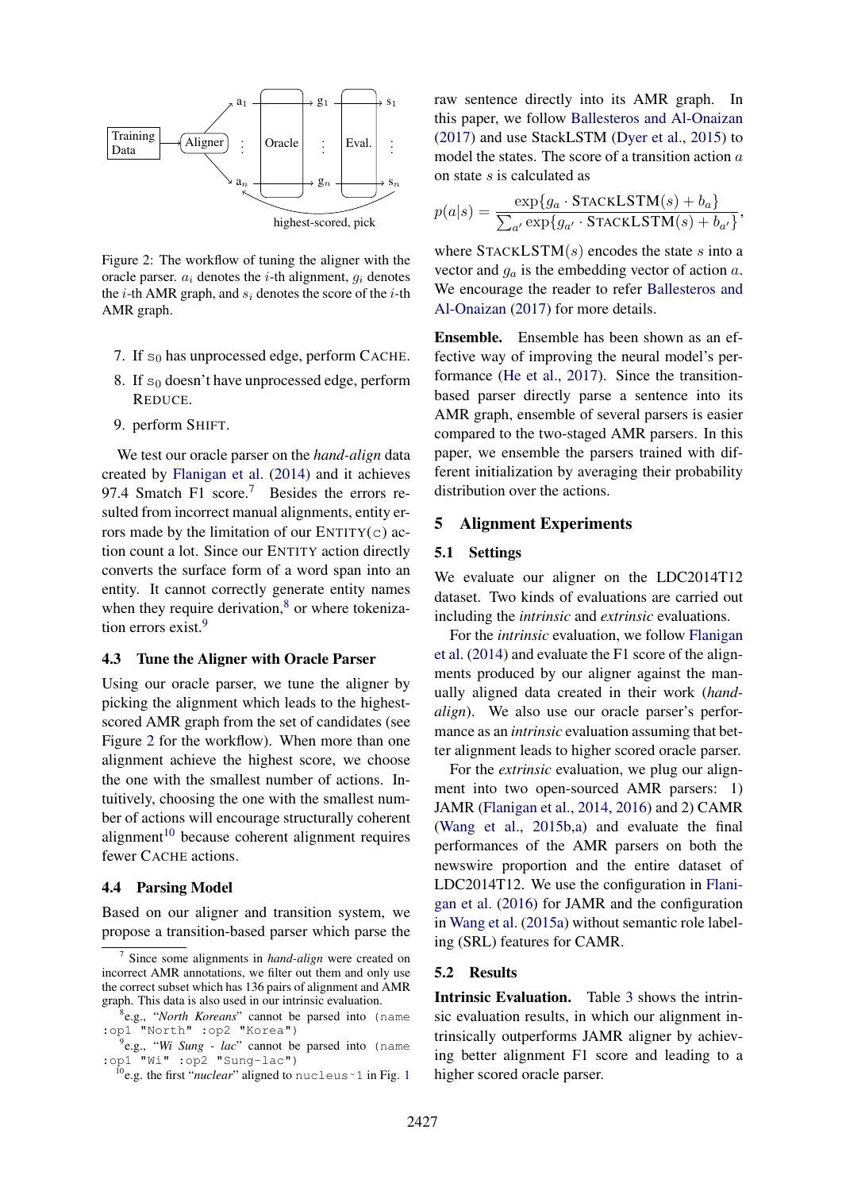Figure 2: The workflow of tuning the aligner with the oracle parser. $a_i$ denotes the $i$-th alignment, $g_i$ denotes the $i$-th AMR graph, and $s_i$ denotes the score of the $i$-th AMR graph.

7. If $s_0$ has unprocessed edge, perform CACHE.
8. If $s_0$ doesn't have unprocessed edge, perform REDUCE.
9. perform SHIFT.

We test our oracle parser on the *hand-align* data created by Flanigan et al. (2014) and it achieves 97.4 Smatch F1 score.[7] Besides the errors resulted from incorrect manual alignments, entity errors made by the limitation of our ENTITY(c) action count a lot. Since our ENTITY action directly converts the surface form of a word span into an entity. It cannot correctly generate entity names when they require derivation,[8] or where tokenization errors exist.[9]

### 4.3 Tune the Aligner with Oracle Parser

Using our oracle parser, we tune the aligner by picking the alignment which leads to the highest-scored AMR graph from the set of candidates (see Figure 2 for the workflow). When more than one alignment achieve the highest score, we choose the one with the smallest number of actions. Intuitively, choosing the one with the smallest number of actions will encourage structurally coherent alignment[10] because coherent alignment requires fewer CACHE actions.

### 4.4 Parsing Model

Based on our aligner and transition system, we propose a transition-based parser which parse the raw sentence directly into its AMR graph. In this paper, we follow Ballesteros and Al-Onaizan (2017) and use StackLSTM (Dyer et al., 2015) to model the states. The score of a transition action $a$ on state $s$ is calculated as

$$p(a|s) = \frac{\exp\{g_a \cdot \text{STACKLSTM}(s) + b_a\}}{\sum_{a'} \exp\{g_{a'} \cdot \text{STACKLSTM}(s) + b_{a'}\}},$$

where $\text{STACKLSTM}(s)$ encodes the state $s$ into a vector and $g_a$ is the embedding vector of action $a$. We encourage the reader to refer Ballesteros and Al-Onaizan (2017) for more details.

**Ensemble.** Ensemble has been shown as an effective way of improving the neural model's performance (He et al., 2017). Since the transition-based parser directly parse a sentence into its AMR graph, ensemble of several parsers is easier compared to the two-staged AMR parsers. In this paper, we ensemble the parsers trained with different initialization by averaging their probability distribution over the actions.

## 5 Alignment Experiments

### 5.1 Settings

We evaluate our aligner on the LDC2014T12 dataset. Two kinds of evaluations are carried out including the *intrinsic* and *extrinsic* evaluations.

For the *intrinsic* evaluation, we follow Flanigan et al. (2014) and evaluate the F1 score of the alignments produced by our aligner against the manually aligned data created in their work (*hand-align*). We also use our oracle parser's performance as an *intrinsic* evaluation assuming that better alignment leads to higher scored oracle parser.

For the *extrinsic* evaluation, we plug our alignment into two open-sourced AMR parsers: 1) JAMR (Flanigan et al., 2014, 2016) and 2) CAMR (Wang et al., 2015b,a) and evaluate the final performances of the AMR parsers on both the newswire proportion and the entire dataset of LDC2014T12. We use the configuration in Flanigan et al. (2016) for JAMR and the configuration in Wang et al. (2015a) without semantic role labeling (SRL) features for CAMR.

### 5.2 Results

**Intrinsic Evaluation.** Table 3 shows the intrinsic evaluation results, in which our alignment intrinsically outperforms JAMR aligner by achieving better alignment F1 score and leading to a higher scored oracle parser.

---

[7] Since some alignments in *hand-align* were created on incorrect AMR annotations, we filter out them and only use the correct subset which has 136 pairs of alignment and AMR graph. This data is also used in our intrinsic evaluation.

[8] e.g., "*North Koreans*" cannot be parsed into `(name :op1 "North" :op2 "Korea")`

[9] e.g., "*Wi Sung - lac*" cannot be parsed into `(name :op1 "Wi" :op2 "Sung-lac")`

[10] e.g. the first "*nuclear*" aligned to `nucleus~1` in Fig. 1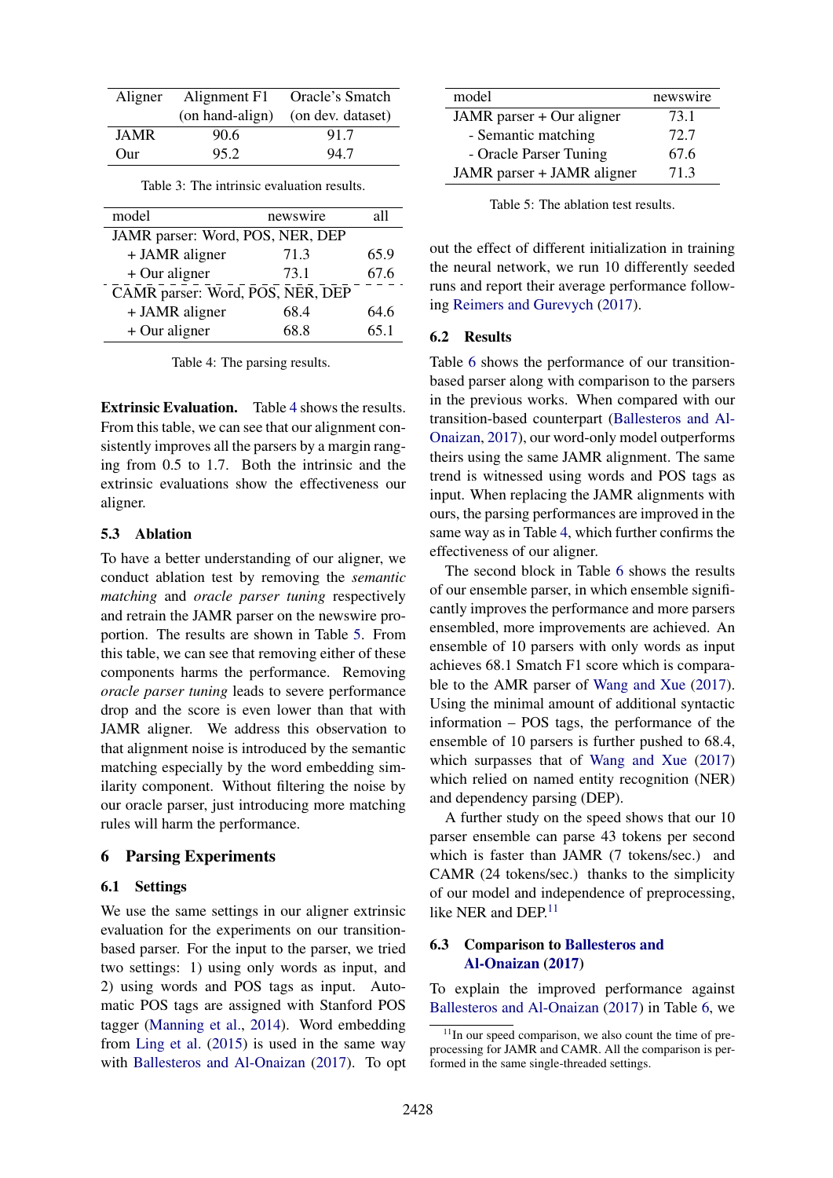| Aligner | Alignment F1 (on hand-align) | Oracle's Smatch (on dev. dataset) |
|---|---|---|
| JAMR | 90.6 | 91.7 |
| Our | 95.2 | 94.7 |

Table 3: The intrinsic evaluation results.

| model | newswire | all |
|---|---|---|
| JAMR parser: Word, POS, NER, DEP | | |
| + JAMR aligner | 71.3 | 65.9 |
| + Our aligner | 73.1 | 67.6 |
| CAMR parser: Word, POS, NER, DEP | | |
| + JAMR aligner | 68.4 | 64.6 |
| + Our aligner | 68.8 | 65.1 |

Table 4: The parsing results.

**Extrinsic Evaluation.** Table 4 shows the results. From this table, we can see that our alignment consistently improves all the parsers by a margin ranging from 0.5 to 1.7. Both the intrinsic and the extrinsic evaluations show the effectiveness our aligner.

### 5.3 Ablation

To have a better understanding of our aligner, we conduct ablation test by removing the *semantic matching* and *oracle parser tuning* respectively and retrain the JAMR parser on the newswire proportion. The results are shown in Table 5. From this table, we can see that removing either of these components harms the performance. Removing *oracle parser tuning* leads to severe performance drop and the score is even lower than that with JAMR aligner. We address this observation to that alignment noise is introduced by the semantic matching especially by the word embedding similarity component. Without filtering the noise by our oracle parser, just introducing more matching rules will harm the performance.

## 6 Parsing Experiments

### 6.1 Settings

We use the same settings in our aligner extrinsic evaluation for the experiments on our transition-based parser. For the input to the parser, we tried two settings: 1) using only words as input, and 2) using words and POS tags as input. Automatic POS tags are assigned with Stanford POS tagger (Manning et al., 2014). Word embedding from Ling et al. (2015) is used in the same way with Ballesteros and Al-Onaizan (2017). To opt out the effect of different initialization in training the neural network, we run 10 differently seeded runs and report their average performance following Reimers and Gurevych (2017).

| model | newswire |
|---|---|
| JAMR parser + Our aligner | 73.1 |
| - Semantic matching | 72.7 |
| - Oracle Parser Tuning | 67.6 |
| JAMR parser + JAMR aligner | 71.3 |

Table 5: The ablation test results.

### 6.2 Results

Table 6 shows the performance of our transition-based parser along with comparison to the parsers in the previous works. When compared with our transition-based counterpart (Ballesteros and Al-Onaizan, 2017), our word-only model outperforms theirs using the same JAMR alignment. The same trend is witnessed using words and POS tags as input. When replacing the JAMR alignments with ours, the parsing performances are improved in the same way as in Table 4, which further confirms the effectiveness of our aligner.

The second block in Table 6 shows the results of our ensemble parser, in which ensemble significantly improves the performance and more parsers ensembled, more improvements are achieved. An ensemble of 10 parsers with only words as input achieves 68.1 Smatch F1 score which is comparable to the AMR parser of Wang and Xue (2017). Using the minimal amount of additional syntactic information – POS tags, the performance of the ensemble of 10 parsers is further pushed to 68.4, which surpasses that of Wang and Xue (2017) which relied on named entity recognition (NER) and dependency parsing (DEP).

A further study on the speed shows that our 10 parser ensemble can parse 43 tokens per second which is faster than JAMR (7 tokens/sec.) and CAMR (24 tokens/sec.) thanks to the simplicity of our model and independence of preprocessing, like NER and DEP.[11]

### 6.3 Comparison to Ballesteros and Al-Onaizan (2017)

To explain the improved performance against Ballesteros and Al-Onaizan (2017) in Table 6, we

[11] In our speed comparison, we also count the time of preprocessing for JAMR and CAMR. All the comparison is performed in the same single-threaded settings.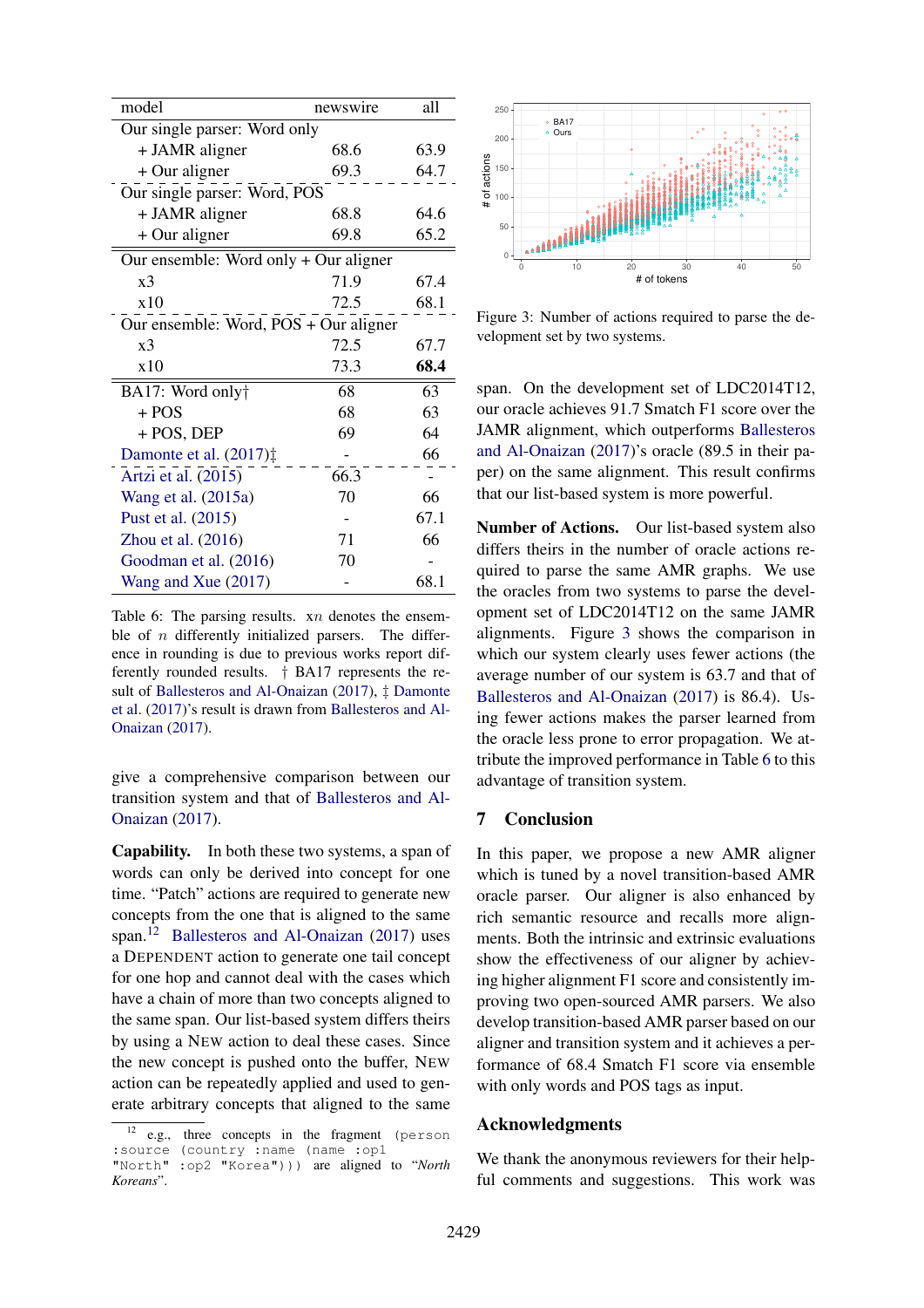| model | newswire | all |
|---|---|---|
| Our single parser: Word only | | |
| + JAMR aligner | 68.6 | 63.9 |
| + Our aligner | 69.3 | 64.7 |
| Our single parser: Word, POS | | |
| + JAMR aligner | 68.8 | 64.6 |
| + Our aligner | 69.8 | 65.2 |
| Our ensemble: Word only + Our aligner | | |
| x3 | 71.9 | 67.4 |
| x10 | 72.5 | 68.1 |
| Our ensemble: Word, POS + Our aligner | | |
| x3 | 72.5 | 67.7 |
| x10 | 73.3 | **68.4** |
| BA17: Word only† | 68 | 63 |
| + POS | 68 | 63 |
| + POS, DEP | 69 | 64 |
| Damonte et al. (2017)‡ | - | 66 |
| Artzi et al. (2015) | 66.3 | - |
| Wang et al. (2015a) | 70 | 66 |
| Pust et al. (2015) | - | 67.1 |
| Zhou et al. (2016) | 71 | 66 |
| Goodman et al. (2016) | 70 | - |
| Wang and Xue (2017) | - | 68.1 |

Table 6: The parsing results. x$n$ denotes the ensemble of $n$ differently initialized parsers. The difference in rounding is due to previous works report differently rounded results. † BA17 represents the result of Ballesteros and Al-Onaizan (2017), ‡ Damonte et al. (2017)'s result is drawn from Ballesteros and Al-Onaizan (2017).

give a comprehensive comparison between our transition system and that of Ballesteros and Al-Onaizan (2017).

**Capability.** In both these two systems, a span of words can only be derived into concept for one time. "Patch" actions are required to generate new concepts from the one that is aligned to the same span.[12] Ballesteros and Al-Onaizan (2017) uses a DEPENDENT action to generate one tail concept for one hop and cannot deal with the cases which have a chain of more than two concepts aligned to the same span. Our list-based system differs theirs by using a NEW action to deal these cases. Since the new concept is pushed onto the buffer, NEW action can be repeatedly applied and used to generate arbitrary concepts that aligned to the same span. On the development set of LDC2014T12, our oracle achieves 91.7 Smatch F1 score over the JAMR alignment, which outperforms Ballesteros and Al-Onaizan (2017)'s oracle (89.5 in their paper) on the same alignment. This result confirms that our list-based system is more powerful.

[12] e.g., three concepts in the fragment `(person :source (country :name (name :op1 "North" :op2 "Korea")))` are aligned to *"North Koreans"*.

Figure 3: Number of actions required to parse the development set by two systems.

**Number of Actions.** Our list-based system also differs theirs in the number of oracle actions required to parse the same AMR graphs. We use the oracles from two systems to parse the development set of LDC2014T12 on the same JAMR alignments. Figure 3 shows the comparison in which our system clearly uses fewer actions (the average number of our system is 63.7 and that of Ballesteros and Al-Onaizan (2017) is 86.4). Using fewer actions makes the parser learned from the oracle less prone to error propagation. We attribute the improved performance in Table 6 to this advantage of transition system.

## 7 Conclusion

In this paper, we propose a new AMR aligner which is tuned by a novel transition-based AMR oracle parser. Our aligner is also enhanced by rich semantic resource and recalls more alignments. Both the intrinsic and extrinsic evaluations show the effectiveness of our aligner by achieving higher alignment F1 score and consistently improving two open-sourced AMR parsers. We also develop transition-based AMR parser based on our aligner and transition system and it achieves a performance of 68.4 Smatch F1 score via ensemble with only words and POS tags as input.

## Acknowledgments

We thank the anonymous reviewers for their helpful comments and suggestions. This work was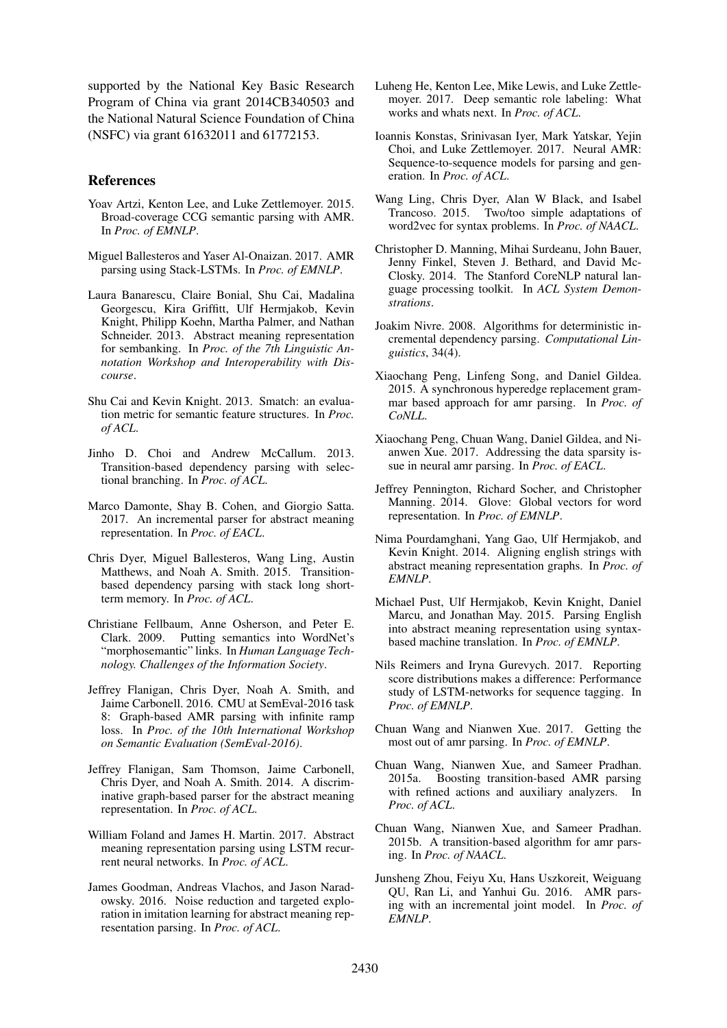supported by the National Key Basic Research Program of China via grant 2014CB340503 and the National Natural Science Foundation of China (NSFC) via grant 61632011 and 61772153.

## References

Yoav Artzi, Kenton Lee, and Luke Zettlemoyer. 2015. Broad-coverage CCG semantic parsing with AMR. In *Proc. of EMNLP*.

Miguel Ballesteros and Yaser Al-Onaizan. 2017. AMR parsing using Stack-LSTMs. In *Proc. of EMNLP*.

Laura Banarescu, Claire Bonial, Shu Cai, Madalina Georgescu, Kira Griffitt, Ulf Hermjakob, Kevin Knight, Philipp Koehn, Martha Palmer, and Nathan Schneider. 2013. Abstract meaning representation for sembanking. In *Proc. of the 7th Linguistic Annotation Workshop and Interoperability with Discourse*.

Shu Cai and Kevin Knight. 2013. Smatch: an evaluation metric for semantic feature structures. In *Proc. of ACL*.

Jinho D. Choi and Andrew McCallum. 2013. Transition-based dependency parsing with selectional branching. In *Proc. of ACL*.

Marco Damonte, Shay B. Cohen, and Giorgio Satta. 2017. An incremental parser for abstract meaning representation. In *Proc. of EACL*.

Chris Dyer, Miguel Ballesteros, Wang Ling, Austin Matthews, and Noah A. Smith. 2015. Transition-based dependency parsing with stack long short-term memory. In *Proc. of ACL*.

Christiane Fellbaum, Anne Osherson, and Peter E. Clark. 2009. Putting semantics into WordNet's "morphosemantic" links. In *Human Language Technology. Challenges of the Information Society*.

Jeffrey Flanigan, Chris Dyer, Noah A. Smith, and Jaime Carbonell. 2016. CMU at SemEval-2016 task 8: Graph-based AMR parsing with infinite ramp loss. In *Proc. of the 10th International Workshop on Semantic Evaluation (SemEval-2016)*.

Jeffrey Flanigan, Sam Thomson, Jaime Carbonell, Chris Dyer, and Noah A. Smith. 2014. A discriminative graph-based parser for the abstract meaning representation. In *Proc. of ACL*.

William Foland and James H. Martin. 2017. Abstract meaning representation parsing using LSTM recurrent neural networks. In *Proc. of ACL*.

James Goodman, Andreas Vlachos, and Jason Naradowsky. 2016. Noise reduction and targeted exploration in imitation learning for abstract meaning representation parsing. In *Proc. of ACL*.

Luheng He, Kenton Lee, Mike Lewis, and Luke Zettlemoyer. 2017. Deep semantic role labeling: What works and whats next. In *Proc. of ACL*.

Ioannis Konstas, Srinivasan Iyer, Mark Yatskar, Yejin Choi, and Luke Zettlemoyer. 2017. Neural AMR: Sequence-to-sequence models for parsing and generation. In *Proc. of ACL*.

Wang Ling, Chris Dyer, Alan W Black, and Isabel Trancoso. 2015. Two/too simple adaptations of word2vec for syntax problems. In *Proc. of NAACL*.

Christopher D. Manning, Mihai Surdeanu, John Bauer, Jenny Finkel, Steven J. Bethard, and David McClosky. 2014. The Stanford CoreNLP natural language processing toolkit. In *ACL System Demonstrations*.

Joakim Nivre. 2008. Algorithms for deterministic incremental dependency parsing. *Computational Linguistics*, 34(4).

Xiaochang Peng, Linfeng Song, and Daniel Gildea. 2015. A synchronous hyperedge replacement grammar based approach for amr parsing. In *Proc. of CoNLL*.

Xiaochang Peng, Chuan Wang, Daniel Gildea, and Nianwen Xue. 2017. Addressing the data sparsity issue in neural amr parsing. In *Proc. of EACL*.

Jeffrey Pennington, Richard Socher, and Christopher Manning. 2014. Glove: Global vectors for word representation. In *Proc. of EMNLP*.

Nima Pourdamghani, Yang Gao, Ulf Hermjakob, and Kevin Knight. 2014. Aligning english strings with abstract meaning representation graphs. In *Proc. of EMNLP*.

Michael Pust, Ulf Hermjakob, Kevin Knight, Daniel Marcu, and Jonathan May. 2015. Parsing English into abstract meaning representation using syntax-based machine translation. In *Proc. of EMNLP*.

Nils Reimers and Iryna Gurevych. 2017. Reporting score distributions makes a difference: Performance study of LSTM-networks for sequence tagging. In *Proc. of EMNLP*.

Chuan Wang and Nianwen Xue. 2017. Getting the most out of amr parsing. In *Proc. of EMNLP*.

Chuan Wang, Nianwen Xue, and Sameer Pradhan. 2015a. Boosting transition-based AMR parsing with refined actions and auxiliary analyzers. In *Proc. of ACL*.

Chuan Wang, Nianwen Xue, and Sameer Pradhan. 2015b. A transition-based algorithm for amr parsing. In *Proc. of NAACL*.

Junsheng Zhou, Feiyu Xu, Hans Uszkoreit, Weiguang QU, Ran Li, and Yanhui Gu. 2016. AMR parsing with an incremental joint model. In *Proc. of EMNLP*.